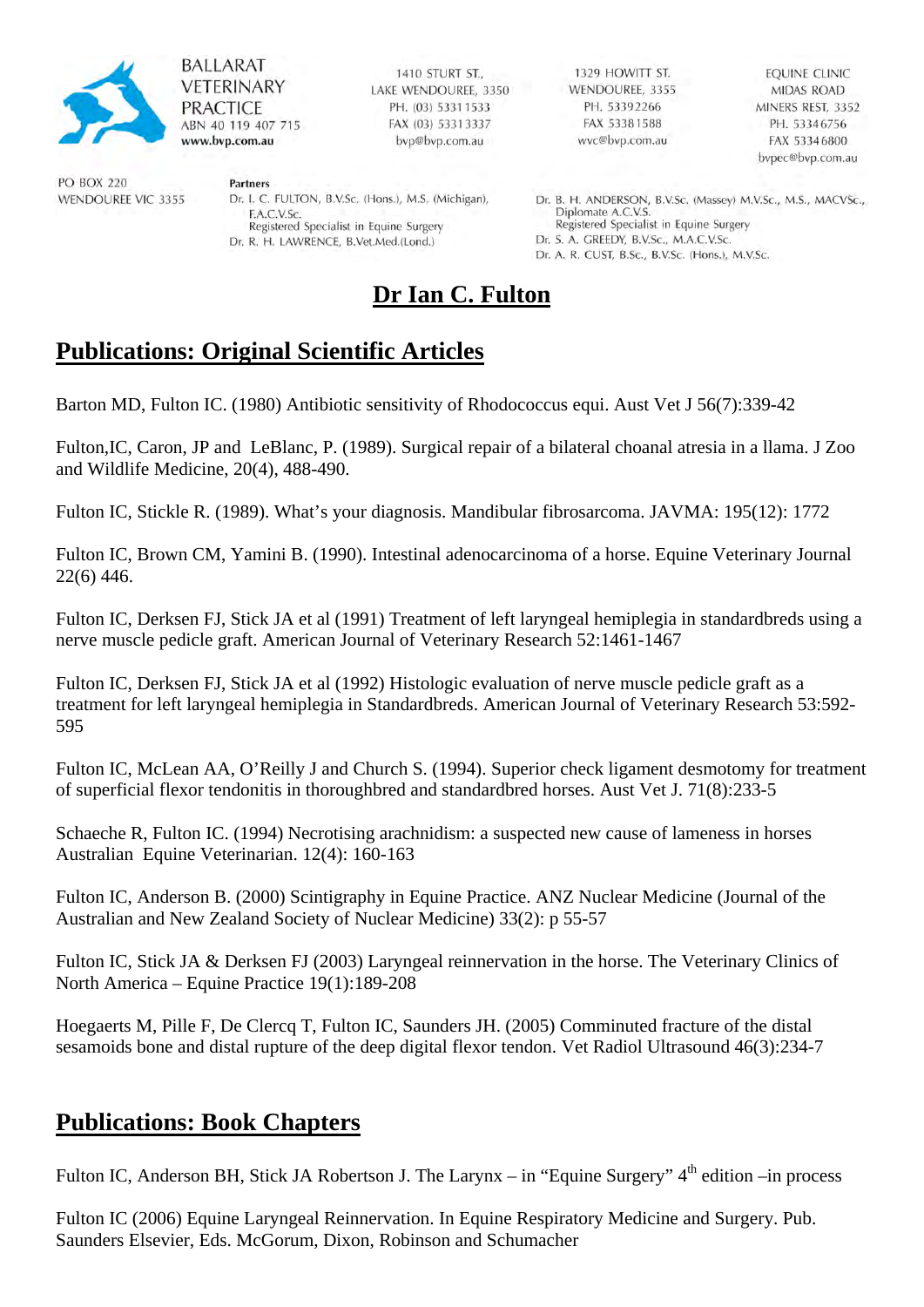BALLARAT VETERINARY PRACTICE
ABN 40 119 407 715
www.bvp.com.au

1410 STURT ST.,
LAKE WENDOUREE, 3350
PH. (03) 5331 1533
FAX (03) 5331 3337
bvp@bvp.com.au

1329 HOWITT ST.
WENDOUREE, 3355
PH. 5339 2266
FAX 5338 1588
wvc@bvp.com.au

EQUINE CLINIC
MIDAS ROAD
MINERS REST, 3352
PH. 5334 6756
FAX 5334 6800
bvpec@bvp.com.au

PO BOX 220
WENDOUREE VIC 3355

**Partners**

Dr. I. C. FULTON, B.V.Sc. (Hons.), M.S. (Michigan), F.A.C.V.Sc.
Registered Specialist in Equine Surgery
Dr. R. H. LAWRENCE, B.Vet.Med.(Lond.)

Dr. B. H. ANDERSON, B.V.Sc. (Massey) M.V.Sc., M.S., MACVSc., Diplomate A.C.V.S.
Registered Specialist in Equine Surgery
Dr. S. A. GREEDY, B.V.Sc., M.A.C.V.Sc.
Dr. A. R. CUST, B.Sc., B.V.Sc. (Hons.), M.V.Sc.

# Dr Ian C. Fulton

## Publications: Original Scientific Articles

Barton MD, Fulton IC. (1980) Antibiotic sensitivity of Rhodococcus equi. Aust Vet J 56(7):339-42

Fulton,IC, Caron, JP and LeBlanc, P. (1989). Surgical repair of a bilateral choanal atresia in a llama. J Zoo and Wildlife Medicine, 20(4), 488-490.

Fulton IC, Stickle R. (1989). What's your diagnosis. Mandibular fibrosarcoma. JAVMA: 195(12): 1772

Fulton IC, Brown CM, Yamini B. (1990). Intestinal adenocarcinoma of a horse. Equine Veterinary Journal 22(6) 446.

Fulton IC, Derksen FJ, Stick JA et al (1991) Treatment of left laryngeal hemiplegia in standardbreds using a nerve muscle pedicle graft. American Journal of Veterinary Research 52:1461-1467

Fulton IC, Derksen FJ, Stick JA et al (1992) Histologic evaluation of nerve muscle pedicle graft as a treatment for left laryngeal hemiplegia in Standardbreds. American Journal of Veterinary Research 53:592-595

Fulton IC, McLean AA, O'Reilly J and Church S. (1994). Superior check ligament desmotomy for treatment of superficial flexor tendonitis in thoroughbred and standardbred horses. Aust Vet J. 71(8):233-5

Schaeche R, Fulton IC. (1994) Necrotising arachnidism: a suspected new cause of lameness in horses Australian Equine Veterinarian. 12(4): 160-163

Fulton IC, Anderson B. (2000) Scintigraphy in Equine Practice. ANZ Nuclear Medicine (Journal of the Australian and New Zealand Society of Nuclear Medicine) 33(2): p 55-57

Fulton IC, Stick JA & Derksen FJ (2003) Laryngeal reinnervation in the horse. The Veterinary Clinics of North America – Equine Practice 19(1):189-208

Hoegaerts M, Pille F, De Clercq T, Fulton IC, Saunders JH. (2005) Comminuted fracture of the distal sesamoids bone and distal rupture of the deep digital flexor tendon. Vet Radiol Ultrasound 46(3):234-7

## Publications: Book Chapters

Fulton IC, Anderson BH, Stick JA Robertson J. The Larynx – in "Equine Surgery" 4th edition –in process

Fulton IC (2006) Equine Laryngeal Reinnervation. In Equine Respiratory Medicine and Surgery. Pub. Saunders Elsevier, Eds. McGorum, Dixon, Robinson and Schumacher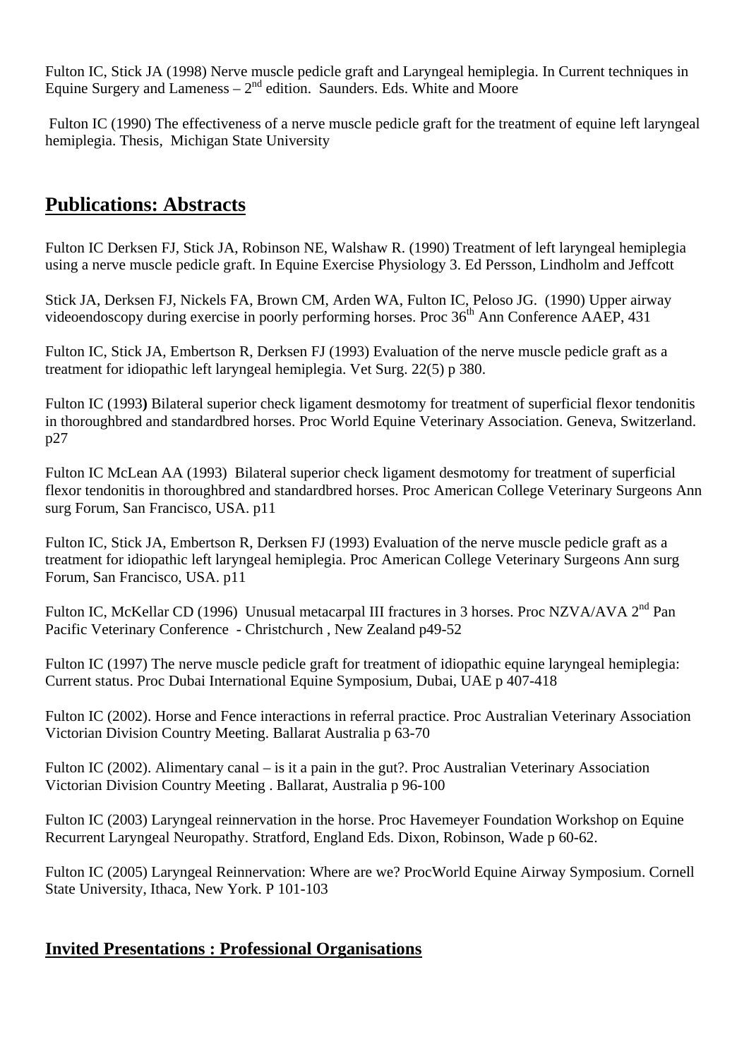Fulton IC, Stick JA (1998) Nerve muscle pedicle graft and Laryngeal hemiplegia. In Current techniques in Equine Surgery and Lameness – 2[nd] edition. Saunders. Eds. White and Moore

Fulton IC (1990) The effectiveness of a nerve muscle pedicle graft for the treatment of equine left laryngeal hemiplegia. Thesis, Michigan State University

## Publications: Abstracts

Fulton IC Derksen FJ, Stick JA, Robinson NE, Walshaw R. (1990) Treatment of left laryngeal hemiplegia using a nerve muscle pedicle graft. In Equine Exercise Physiology 3. Ed Persson, Lindholm and Jeffcott

Stick JA, Derksen FJ, Nickels FA, Brown CM, Arden WA, Fulton IC, Peloso JG. (1990) Upper airway videoendoscopy during exercise in poorly performing horses. Proc 36[th] Ann Conference AAEP, 431

Fulton IC, Stick JA, Embertson R, Derksen FJ (1993) Evaluation of the nerve muscle pedicle graft as a treatment for idiopathic left laryngeal hemiplegia. Vet Surg. 22(5) p 380.

Fulton IC (1993**)** Bilateral superior check ligament desmotomy for treatment of superficial flexor tendonitis in thoroughbred and standardbred horses. Proc World Equine Veterinary Association. Geneva, Switzerland. p27

Fulton IC McLean AA (1993) Bilateral superior check ligament desmotomy for treatment of superficial flexor tendonitis in thoroughbred and standardbred horses. Proc American College Veterinary Surgeons Ann surg Forum, San Francisco, USA. p11

Fulton IC, Stick JA, Embertson R, Derksen FJ (1993) Evaluation of the nerve muscle pedicle graft as a treatment for idiopathic left laryngeal hemiplegia. Proc American College Veterinary Surgeons Ann surg Forum, San Francisco, USA. p11

Fulton IC, McKellar CD (1996) Unusual metacarpal III fractures in 3 horses. Proc NZVA/AVA 2[nd] Pan Pacific Veterinary Conference - Christchurch , New Zealand p49-52

Fulton IC (1997) The nerve muscle pedicle graft for treatment of idiopathic equine laryngeal hemiplegia: Current status. Proc Dubai International Equine Symposium, Dubai, UAE p 407-418

Fulton IC (2002). Horse and Fence interactions in referral practice. Proc Australian Veterinary Association Victorian Division Country Meeting. Ballarat Australia p 63-70

Fulton IC (2002). Alimentary canal – is it a pain in the gut?. Proc Australian Veterinary Association Victorian Division Country Meeting . Ballarat, Australia p 96-100

Fulton IC (2003) Laryngeal reinnervation in the horse. Proc Havemeyer Foundation Workshop on Equine Recurrent Laryngeal Neuropathy. Stratford, England Eds. Dixon, Robinson, Wade p 60-62.

Fulton IC (2005) Laryngeal Reinnervation: Where are we? ProcWorld Equine Airway Symposium. Cornell State University, Ithaca, New York. P 101-103

## Invited Presentations : Professional Organisations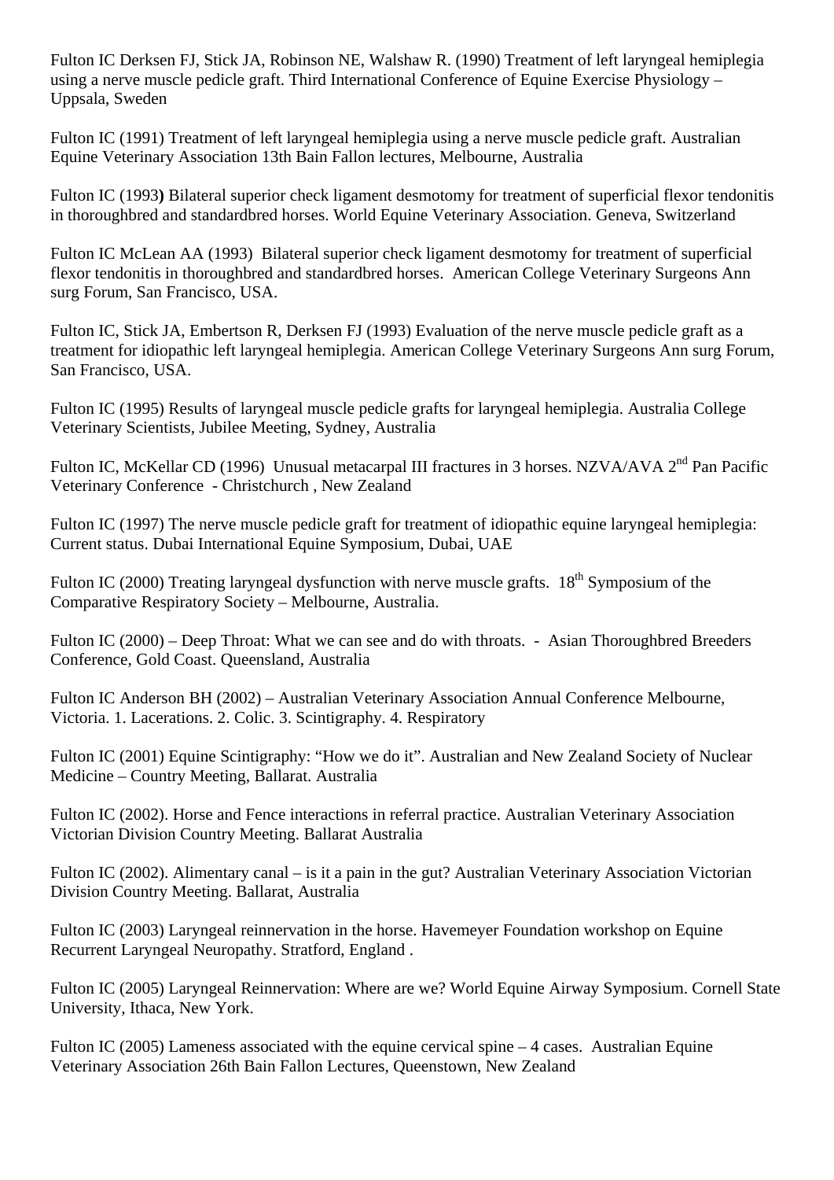Fulton IC Derksen FJ, Stick JA, Robinson NE, Walshaw R. (1990) Treatment of left laryngeal hemiplegia using a nerve muscle pedicle graft. Third International Conference of Equine Exercise Physiology – Uppsala, Sweden

Fulton IC (1991) Treatment of left laryngeal hemiplegia using a nerve muscle pedicle graft. Australian Equine Veterinary Association 13th Bain Fallon lectures, Melbourne, Australia

Fulton IC (1993**)** Bilateral superior check ligament desmotomy for treatment of superficial flexor tendonitis in thoroughbred and standardbred horses. World Equine Veterinary Association. Geneva, Switzerland

Fulton IC McLean AA (1993) Bilateral superior check ligament desmotomy for treatment of superficial flexor tendonitis in thoroughbred and standardbred horses. American College Veterinary Surgeons Ann surg Forum, San Francisco, USA.

Fulton IC, Stick JA, Embertson R, Derksen FJ (1993) Evaluation of the nerve muscle pedicle graft as a treatment for idiopathic left laryngeal hemiplegia. American College Veterinary Surgeons Ann surg Forum, San Francisco, USA.

Fulton IC (1995) Results of laryngeal muscle pedicle grafts for laryngeal hemiplegia. Australia College Veterinary Scientists, Jubilee Meeting, Sydney, Australia

Fulton IC, McKellar CD (1996) Unusual metacarpal III fractures in 3 horses. NZVA/AVA 2nd Pan Pacific Veterinary Conference - Christchurch , New Zealand

Fulton IC (1997) The nerve muscle pedicle graft for treatment of idiopathic equine laryngeal hemiplegia: Current status. Dubai International Equine Symposium, Dubai, UAE

Fulton IC (2000) Treating laryngeal dysfunction with nerve muscle grafts. 18th Symposium of the Comparative Respiratory Society – Melbourne, Australia.

Fulton IC (2000) – Deep Throat: What we can see and do with throats. - Asian Thoroughbred Breeders Conference, Gold Coast. Queensland, Australia

Fulton IC Anderson BH (2002) – Australian Veterinary Association Annual Conference Melbourne, Victoria. 1. Lacerations. 2. Colic. 3. Scintigraphy. 4. Respiratory

Fulton IC (2001) Equine Scintigraphy: "How we do it". Australian and New Zealand Society of Nuclear Medicine – Country Meeting, Ballarat. Australia

Fulton IC (2002). Horse and Fence interactions in referral practice. Australian Veterinary Association Victorian Division Country Meeting. Ballarat Australia

Fulton IC (2002). Alimentary canal – is it a pain in the gut? Australian Veterinary Association Victorian Division Country Meeting. Ballarat, Australia

Fulton IC (2003) Laryngeal reinnervation in the horse. Havemeyer Foundation workshop on Equine Recurrent Laryngeal Neuropathy. Stratford, England .

Fulton IC (2005) Laryngeal Reinnervation: Where are we? World Equine Airway Symposium. Cornell State University, Ithaca, New York.

Fulton IC (2005) Lameness associated with the equine cervical spine – 4 cases. Australian Equine Veterinary Association 26th Bain Fallon Lectures, Queenstown, New Zealand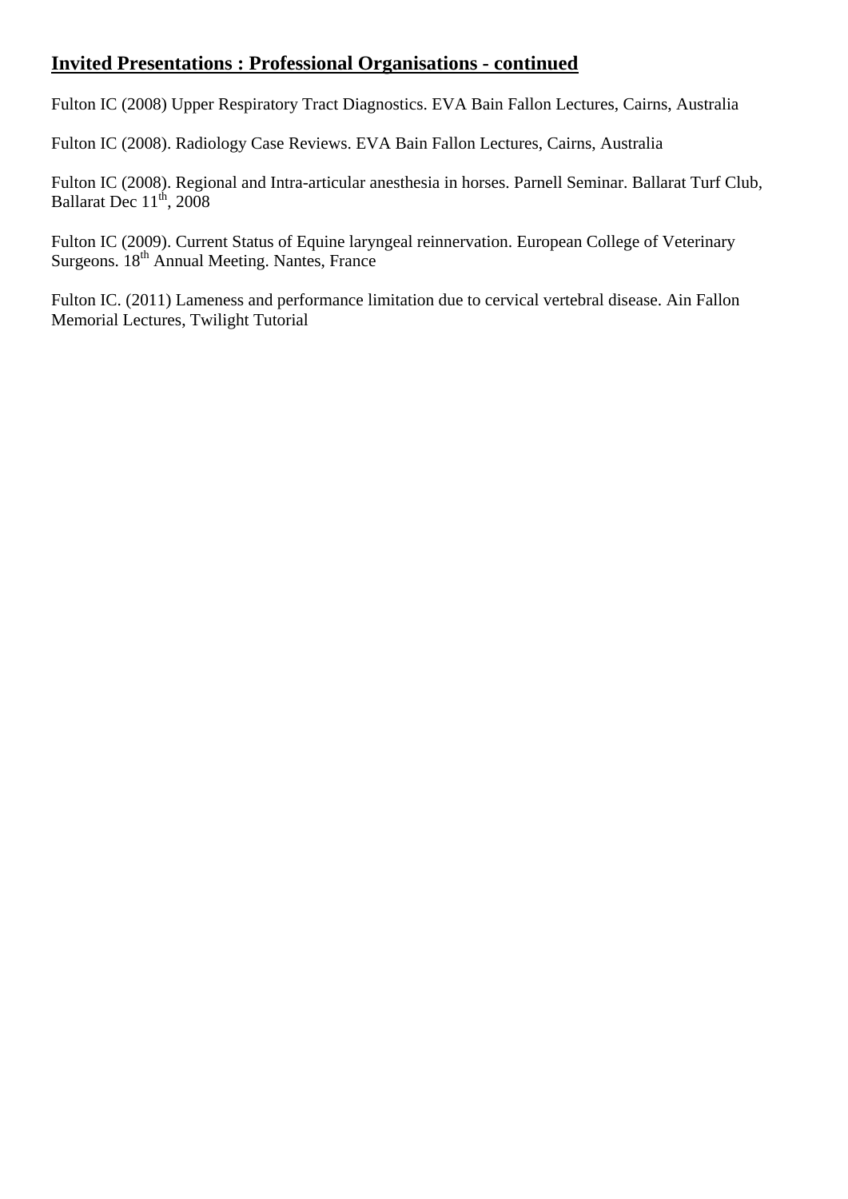## Invited Presentations : Professional Organisations - continued

Fulton IC (2008) Upper Respiratory Tract Diagnostics. EVA Bain Fallon Lectures, Cairns, Australia

Fulton IC (2008). Radiology Case Reviews. EVA Bain Fallon Lectures, Cairns, Australia

Fulton IC (2008). Regional and Intra-articular anesthesia in horses. Parnell Seminar. Ballarat Turf Club, Ballarat Dec 11th, 2008

Fulton IC (2009). Current Status of Equine laryngeal reinnervation. European College of Veterinary Surgeons. 18th Annual Meeting. Nantes, France

Fulton IC. (2011) Lameness and performance limitation due to cervical vertebral disease. Ain Fallon Memorial Lectures, Twilight Tutorial